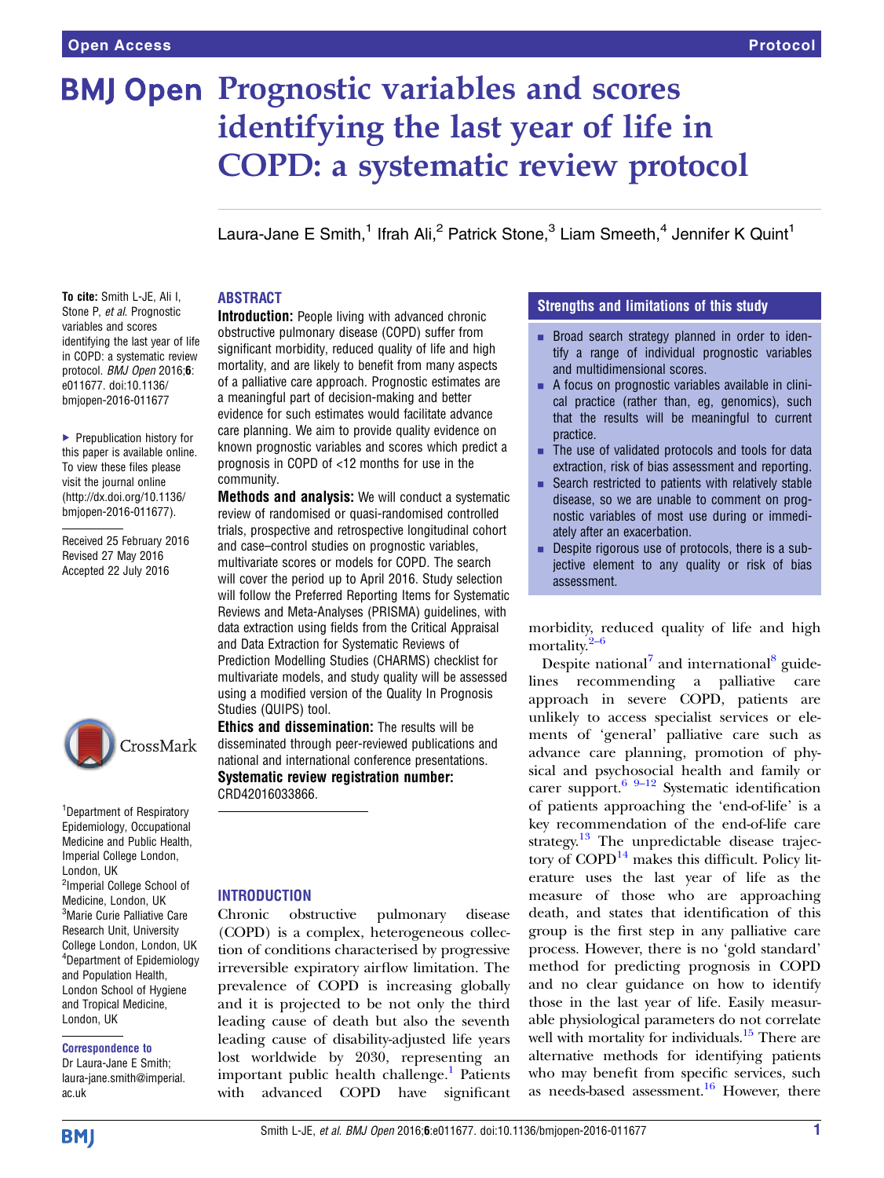Open Access | Protocol

# Prognostic variables and scores identifying the last year of life in COPD: a systematic review protocol

Laura-Jane E Smith,[1] Ifrah Ali,[2] Patrick Stone,[3] Liam Smeeth,[4] Jennifer K Quint[1]

**To cite:** Smith L-JE, Ali I, Stone P, *et al*. Prognostic variables and scores identifying the last year of life in COPD: a systematic review protocol. *BMJ Open* 2016;**6**: e011677. doi:10.1136/bmjopen-2016-011677

▸ Prepublication history for this paper is available online. To view these files please visit the journal online (http://dx.doi.org/10.1136/bmjopen-2016-011677).

Received 25 February 2016
Revised 27 May 2016
Accepted 22 July 2016

[1]Department of Respiratory Epidemiology, Occupational Medicine and Public Health, Imperial College London, London, UK
[2]Imperial College School of Medicine, London, UK
[3]Marie Curie Palliative Care Research Unit, University College London, London, UK
[4]Department of Epidemiology and Population Health, London School of Hygiene and Tropical Medicine, London, UK

**Correspondence to**
Dr Laura-Jane E Smith; laura-jane.smith@imperial.ac.uk

## ABSTRACT

**Introduction:** People living with advanced chronic obstructive pulmonary disease (COPD) suffer from significant morbidity, reduced quality of life and high mortality, and are likely to benefit from many aspects of a palliative care approach. Prognostic estimates are a meaningful part of decision-making and better evidence for such estimates would facilitate advance care planning. We aim to provide quality evidence on known prognostic variables and scores which predict a prognosis in COPD of <12 months for use in the community.

**Methods and analysis:** We will conduct a systematic review of randomised or quasi-randomised controlled trials, prospective and retrospective longitudinal cohort and case–control studies on prognostic variables, multivariate scores or models for COPD. The search will cover the period up to April 2016. Study selection will follow the Preferred Reporting Items for Systematic Reviews and Meta-Analyses (PRISMA) guidelines, with data extraction using fields from the Critical Appraisal and Data Extraction for Systematic Reviews of Prediction Modelling Studies (CHARMS) checklist for multivariate models, and study quality will be assessed using a modified version of the Quality In Prognosis Studies (QUIPS) tool.

**Ethics and dissemination:** The results will be disseminated through peer-reviewed publications and national and international conference presentations.

**Systematic review registration number:** CRD42016033866.

## Strengths and limitations of this study

- Broad search strategy planned in order to identify a range of individual prognostic variables and multidimensional scores.
- A focus on prognostic variables available in clinical practice (rather than, eg, genomics), such that the results will be meaningful to current practice.
- The use of validated protocols and tools for data extraction, risk of bias assessment and reporting.
- Search restricted to patients with relatively stable disease, so we are unable to comment on prognostic variables of most use during or immediately after an exacerbation.
- Despite rigorous use of protocols, there is a subjective element to any quality or risk of bias assessment.

## INTRODUCTION

Chronic obstructive pulmonary disease (COPD) is a complex, heterogeneous collection of conditions characterised by progressive irreversible expiratory airflow limitation. The prevalence of COPD is increasing globally and it is projected to be not only the third leading cause of death but also the seventh leading cause of disability-adjusted life years lost worldwide by 2030, representing an important public health challenge.[1] Patients with advanced COPD have significant morbidity, reduced quality of life and high mortality.[2–6]

Despite national[7] and international[8] guidelines recommending a palliative care approach in severe COPD, patients are unlikely to access specialist services or elements of 'general' palliative care such as advance care planning, promotion of physical and psychosocial health and family or carer support.[6 9–12] Systematic identification of patients approaching the 'end-of-life' is a key recommendation of the end-of-life care strategy.[13] The unpredictable disease trajectory of COPD[14] makes this difficult. Policy literature uses the last year of life as the measure of those who are approaching death, and states that identification of this group is the first step in any palliative care process. However, there is no 'gold standard' method for predicting prognosis in COPD and no clear guidance on how to identify those in the last year of life. Easily measurable physiological parameters do not correlate well with mortality for individuals.[15] There are alternative methods for identifying patients who may benefit from specific services, such as needs-based assessment.[16] However, there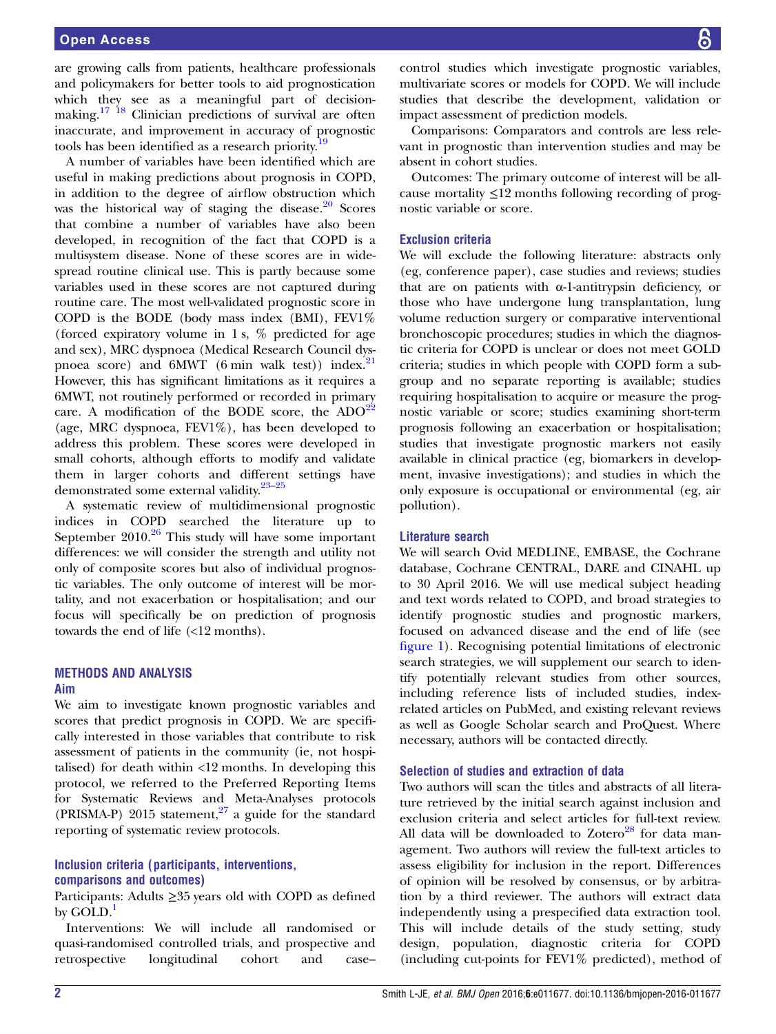are growing calls from patients, healthcare professionals and policymakers for better tools to aid prognostication which they see as a meaningful part of decision-making.[17 18] Clinician predictions of survival are often inaccurate, and improvement in accuracy of prognostic tools has been identified as a research priority.[19]

A number of variables have been identified which are useful in making predictions about prognosis in COPD, in addition to the degree of airflow obstruction which was the historical way of staging the disease.[20] Scores that combine a number of variables have also been developed, in recognition of the fact that COPD is a multisystem disease. None of these scores are in widespread routine clinical use. This is partly because some variables used in these scores are not captured during routine care. The most well-validated prognostic score in COPD is the BODE (body mass index (BMI), FEV1% (forced expiratory volume in 1 s, % predicted for age and sex), MRC dyspnoea (Medical Research Council dyspnoea score) and 6MWT (6 min walk test)) index.[21] However, this has significant limitations as it requires a 6MWT, not routinely performed or recorded in primary care. A modification of the BODE score, the ADO[22] (age, MRC dyspnoea, FEV1%), has been developed to address this problem. These scores were developed in small cohorts, although efforts to modify and validate them in larger cohorts and different settings have demonstrated some external validity.[23–25]

A systematic review of multidimensional prognostic indices in COPD searched the literature up to September 2010.[26] This study will have some important differences: we will consider the strength and utility not only of composite scores but also of individual prognostic variables. The only outcome of interest will be mortality, and not exacerbation or hospitalisation; and our focus will specifically be on prediction of prognosis towards the end of life (<12 months).

## METHODS AND ANALYSIS

### Aim

We aim to investigate known prognostic variables and scores that predict prognosis in COPD. We are specifically interested in those variables that contribute to risk assessment of patients in the community (ie, not hospitalised) for death within <12 months. In developing this protocol, we referred to the Preferred Reporting Items for Systematic Reviews and Meta-Analyses protocols (PRISMA-P) 2015 statement,[27] a guide for the standard reporting of systematic review protocols.

### Inclusion criteria (participants, interventions, comparisons and outcomes)

Participants: Adults ≥35 years old with COPD as defined by GOLD.[1]

Interventions: We will include all randomised or quasi-randomised controlled trials, and prospective and retrospective longitudinal cohort and case–control studies which investigate prognostic variables, multivariate scores or models for COPD. We will include studies that describe the development, validation or impact assessment of prediction models.

Comparisons: Comparators and controls are less relevant in prognostic than intervention studies and may be absent in cohort studies.

Outcomes: The primary outcome of interest will be all-cause mortality ≤12 months following recording of prognostic variable or score.

### Exclusion criteria

We will exclude the following literature: abstracts only (eg, conference paper), case studies and reviews; studies that are on patients with α-1-antitrypsin deficiency, or those who have undergone lung transplantation, lung volume reduction surgery or comparative interventional bronchoscopic procedures; studies in which the diagnostic criteria for COPD is unclear or does not meet GOLD criteria; studies in which people with COPD form a subgroup and no separate reporting is available; studies requiring hospitalisation to acquire or measure the prognostic variable or score; studies examining short-term prognosis following an exacerbation or hospitalisation; studies that investigate prognostic markers not easily available in clinical practice (eg, biomarkers in development, invasive investigations); and studies in which the only exposure is occupational or environmental (eg, air pollution).

### Literature search

We will search Ovid MEDLINE, EMBASE, the Cochrane database, Cochrane CENTRAL, DARE and CINAHL up to 30 April 2016. We will use medical subject heading and text words related to COPD, and broad strategies to identify prognostic studies and prognostic markers, focused on advanced disease and the end of life (see figure 1). Recognising potential limitations of electronic search strategies, we will supplement our search to identify potentially relevant studies from other sources, including reference lists of included studies, index-related articles on PubMed, and existing relevant reviews as well as Google Scholar search and ProQuest. Where necessary, authors will be contacted directly.

### Selection of studies and extraction of data

Two authors will scan the titles and abstracts of all literature retrieved by the initial search against inclusion and exclusion criteria and select articles for full-text review. All data will be downloaded to Zotero[28] for data management. Two authors will review the full-text articles to assess eligibility for inclusion in the report. Differences of opinion will be resolved by consensus, or by arbitration by a third reviewer. The authors will extract data independently using a prespecified data extraction tool. This will include details of the study setting, study design, population, diagnostic criteria for COPD (including cut-points for FEV1% predicted), method of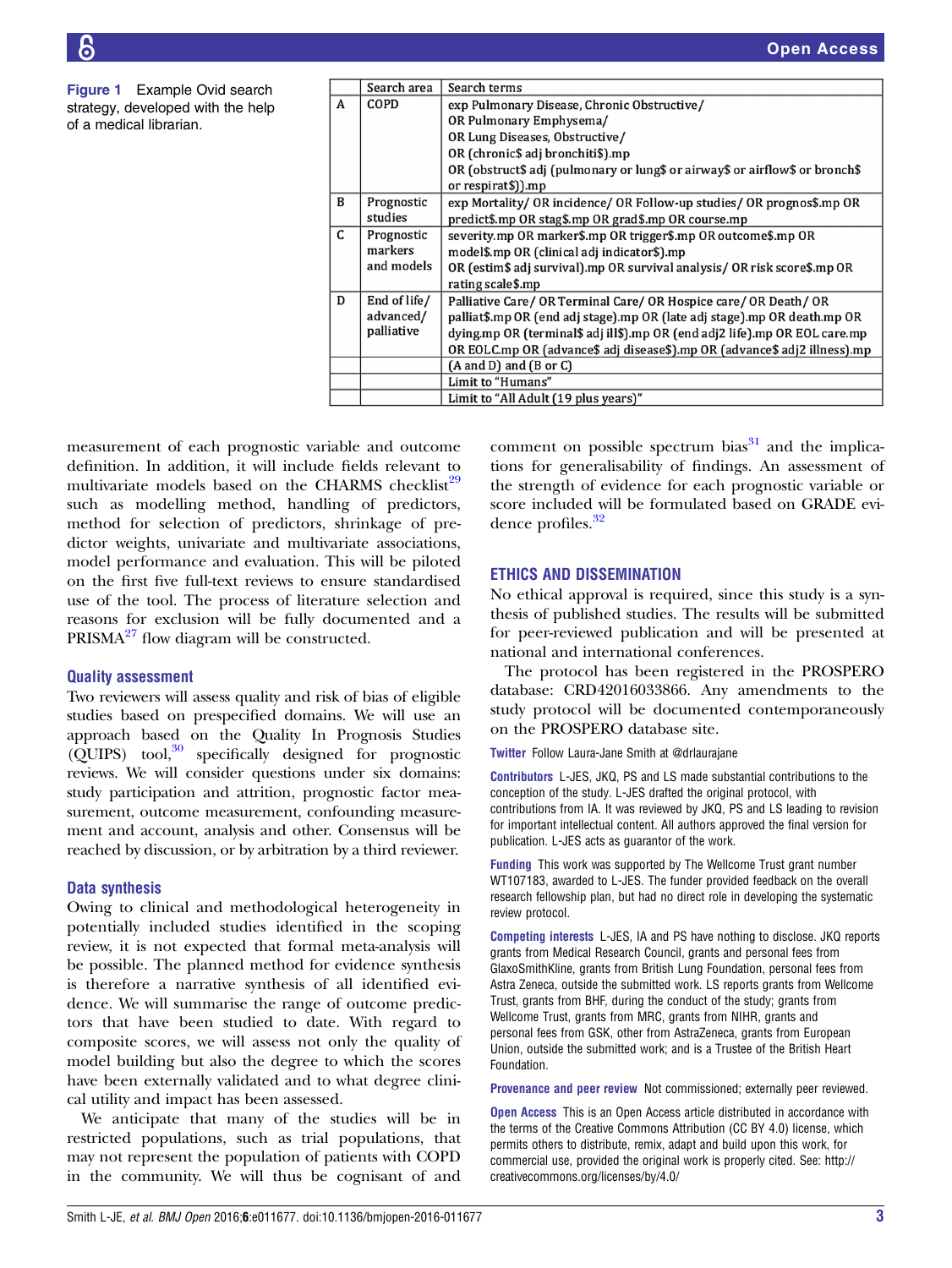Figure 1 Example Ovid search strategy, developed with the help of a medical librarian.

| | Search area | Search terms |
|---|---|---|
| A | COPD | exp Pulmonary Disease, Chronic Obstructive/ OR Pulmonary Emphysema/ OR Lung Diseases, Obstructive/ OR (chronic$ adj bronchiti$).mp OR (obstruct$ adj (pulmonary or lung$ or airway$ or airflow$ or bronch$ or respirat$)).mp |
| B | Prognostic studies | exp Mortality/ OR incidence/ OR Follow-up studies/ OR prognos$.mp OR predict$.mp OR stag$.mp OR grad$.mp OR course.mp |
| C | Prognostic markers and models | severity.mp OR marker$.mp OR trigger$.mp OR outcome$.mp OR model$.mp OR (clinical adj indicator$).mp OR (estim$ adj survival).mp OR survival analysis/ OR risk score$.mp OR rating scale$.mp |
| D | End of life/ advanced/ palliative | Palliative Care/ OR Terminal Care/ OR Hospice care/ OR Death/ OR palliat$.mp OR (end adj stage).mp OR (late adj stage).mp OR death.mp OR dying.mp OR (terminal$ adj ill$).mp OR (end adj2 life).mp OR EOL care.mp OR EOLC.mp OR (advance$ adj disease$).mp OR (advance$ adj2 illness).mp |
| | | (A and D) and (B or C) |
| | | Limit to "Humans" |
| | | Limit to "All Adult (19 plus years)" |

measurement of each prognostic variable and outcome definition. In addition, it will include fields relevant to multivariate models based on the CHARMS checklist[29] such as modelling method, handling of predictors, method for selection of predictors, shrinkage of predictor weights, univariate and multivariate associations, model performance and evaluation. This will be piloted on the first five full-text reviews to ensure standardised use of the tool. The process of literature selection and reasons for exclusion will be fully documented and a PRISMA[27] flow diagram will be constructed.

### Quality assessment

Two reviewers will assess quality and risk of bias of eligible studies based on prespecified domains. We will use an approach based on the Quality In Prognosis Studies (QUIPS) tool,[30] specifically designed for prognostic reviews. We will consider questions under six domains: study participation and attrition, prognostic factor measurement, outcome measurement, confounding measurement and account, analysis and other. Consensus will be reached by discussion, or by arbitration by a third reviewer.

### Data synthesis

Owing to clinical and methodological heterogeneity in potentially included studies identified in the scoping review, it is not expected that formal meta-analysis will be possible. The planned method for evidence synthesis is therefore a narrative synthesis of all identified evidence. We will summarise the range of outcome predictors that have been studied to date. With regard to composite scores, we will assess not only the quality of model building but also the degree to which the scores have been externally validated and to what degree clinical utility and impact has been assessed.

We anticipate that many of the studies will be in restricted populations, such as trial populations, that may not represent the population of patients with COPD in the community. We will thus be cognisant of and comment on possible spectrum bias[31] and the implications for generalisability of findings. An assessment of the strength of evidence for each prognostic variable or score included will be formulated based on GRADE evidence profiles.[32]

## ETHICS AND DISSEMINATION

No ethical approval is required, since this study is a synthesis of published studies. The results will be submitted for peer-reviewed publication and will be presented at national and international conferences.

The protocol has been registered in the PROSPERO database: CRD42016033866. Any amendments to the study protocol will be documented contemporaneously on the PROSPERO database site.

**Twitter** Follow Laura-Jane Smith at @drlaurajane

**Contributors** L-JES, JKQ, PS and LS made substantial contributions to the conception of the study. L-JES drafted the original protocol, with contributions from IA. It was reviewed by JKQ, PS and LS leading to revision for important intellectual content. All authors approved the final version for publication. L-JES acts as guarantor of the work.

**Funding** This work was supported by The Wellcome Trust grant number WT107183, awarded to L-JES. The funder provided feedback on the overall research fellowship plan, but had no direct role in developing the systematic review protocol.

**Competing interests** L-JES, IA and PS have nothing to disclose. JKQ reports grants from Medical Research Council, grants and personal fees from GlaxoSmithKline, grants from British Lung Foundation, personal fees from Astra Zeneca, outside the submitted work. LS reports grants from Wellcome Trust, grants from BHF, during the conduct of the study; grants from Wellcome Trust, grants from MRC, grants from NIHR, grants and personal fees from GSK, other from AstraZeneca, grants from European Union, outside the submitted work; and is a Trustee of the British Heart Foundation.

**Provenance and peer review** Not commissioned; externally peer reviewed.

**Open Access** This is an Open Access article distributed in accordance with the terms of the Creative Commons Attribution (CC BY 4.0) license, which permits others to distribute, remix, adapt and build upon this work, for commercial use, provided the original work is properly cited. See: http://creativecommons.org/licenses/by/4.0/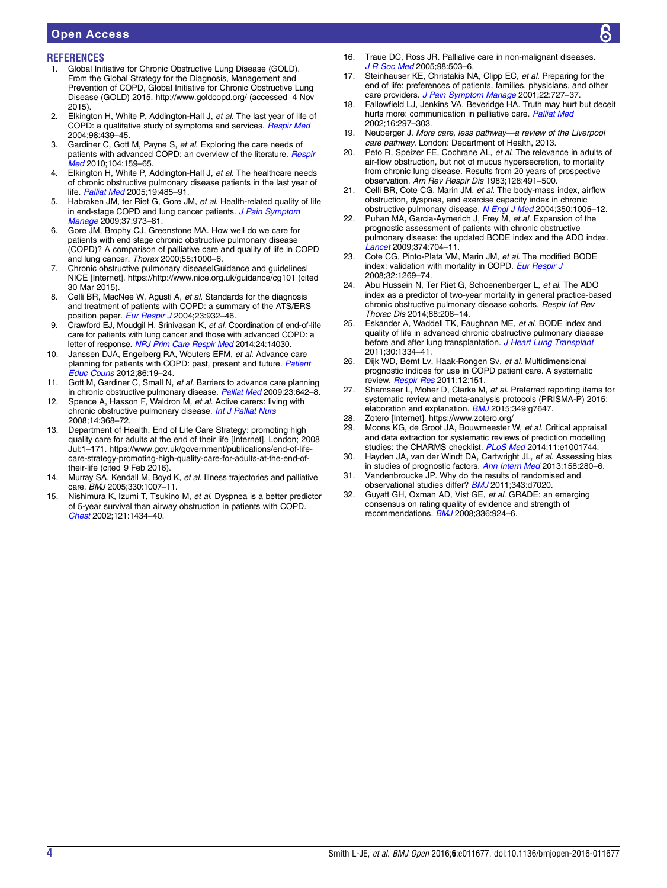## REFERENCES

1. Global Initiative for Chronic Obstructive Lung Disease (GOLD). From the Global Strategy for the Diagnosis, Management and Prevention of COPD, Global Initiative for Chronic Obstructive Lung Disease (GOLD) 2015. http://www.goldcopd.org/ (accessed 4 Nov 2015).
2. Elkington H, White P, Addington-Hall J, *et al*. The last year of life of COPD: a qualitative study of symptoms and services. *Respir Med* 2004;98:439–45.
3. Gardiner C, Gott M, Payne S, *et al*. Exploring the care needs of patients with advanced COPD: an overview of the literature. *Respir Med* 2010;104:159–65.
4. Elkington H, White P, Addington-Hall J, *et al*. The healthcare needs of chronic obstructive pulmonary disease patients in the last year of life. *Palliat Med* 2005;19:485–91.
5. Habraken JM, ter Riet G, Gore JM, *et al*. Health-related quality of life in end-stage COPD and lung cancer patients. *J Pain Symptom Manage* 2009;37:973–81.
6. Gore JM, Brophy CJ, Greenstone MA. How well do we care for patients with end stage chronic obstructive pulmonary disease (COPD)? A comparison of palliative care and quality of life in COPD and lung cancer. *Thorax* 2000;55:1000–6.
7. Chronic obstructive pulmonary disease|Guidance and guidelines| NICE [Internet]. https://http://www.nice.org.uk/guidance/cg101 (cited 30 Mar 2015).
8. Celli BR, MacNee W, Agusti A, *et al*. Standards for the diagnosis and treatment of patients with COPD: a summary of the ATS/ERS position paper. *Eur Respir J* 2004;23:932–46.
9. Crawford EJ, Moudgil H, Srinivasan K, *et al*. Coordination of end-of-life care for patients with lung cancer and those with advanced COPD: a letter of response. *NPJ Prim Care Respir Med* 2014;24:14030.
10. Janssen DJA, Engelberg RA, Wouters EFM, *et al*. Advance care planning for patients with COPD: past, present and future. *Patient Educ Couns* 2012;86:19–24.
11. Gott M, Gardiner C, Small N, *et al*. Barriers to advance care planning in chronic obstructive pulmonary disease. *Palliat Med* 2009;23:642–8.
12. Spence A, Hasson F, Waldron M, *et al*. Active carers: living with chronic obstructive pulmonary disease. *Int J Palliat Nurs* 2008;14:368–72.
13. Department of Health. End of Life Care Strategy: promoting high quality care for adults at the end of their life [Internet]. London; 2008 Jul:1–171. https://www.gov.uk/government/publications/end-of-life-care-strategy-promoting-high-quality-care-for-adults-at-the-end-of-their-life (cited 9 Feb 2016).
14. Murray SA, Kendall M, Boyd K, *et al*. Illness trajectories and palliative care. *BMJ* 2005;330:1007–11.
15. Nishimura K, Izumi T, Tsukino M, *et al*. Dyspnea is a better predictor of 5-year survival than airway obstruction in patients with COPD. *Chest* 2002;121:1434–40.
16. Traue DC, Ross JR. Palliative care in non-malignant diseases. *J R Soc Med* 2005;98:503–6.
17. Steinhauser KE, Christakis NA, Clipp EC, *et al*. Preparing for the end of life: preferences of patients, families, physicians, and other care providers. *J Pain Symptom Manage* 2001;22:727–37.
18. Fallowfield LJ, Jenkins VA, Beveridge HA. Truth may hurt but deceit hurts more: communication in palliative care. *Palliat Med* 2002;16:297–303.
19. Neuberger J. *More care, less pathway—a review of the Liverpool care pathway*. London: Department of Health, 2013.
20. Peto R, Speizer FE, Cochrane AL, *et al*. The relevance in adults of air-flow obstruction, but not of mucus hypersecretion, to mortality from chronic lung disease. Results from 20 years of prospective observation. *Am Rev Respir Dis* 1983;128:491–500.
21. Celli BR, Cote CG, Marin JM, *et al*. The body-mass index, airflow obstruction, dyspnea, and exercise capacity index in chronic obstructive pulmonary disease. *N Engl J Med* 2004;350:1005–12.
22. Puhan MA, Garcia-Aymerich J, Frey M, *et al*. Expansion of the prognostic assessment of patients with chronic obstructive pulmonary disease: the updated BODE index and the ADO index. *Lancet* 2009;374:704–11.
23. Cote CG, Pinto-Plata VM, Marin JM, *et al*. The modified BODE index: validation with mortality in COPD. *Eur Respir J* 2008;32:1269–74.
24. Abu Hussein N, Ter Riet G, Schoenenberger L, *et al*. The ADO index as a predictor of two-year mortality in general practice-based chronic obstructive pulmonary disease cohorts. *Respir Int Rev Thorac Dis* 2014;88:208–14.
25. Eskander A, Waddell TK, Faughnan ME, *et al*. BODE index and quality of life in advanced chronic obstructive pulmonary disease before and after lung transplantation. *J Heart Lung Transplant* 2011;30:1334–41.
26. Dijk WD, Bemt Lv, Haak-Rongen Sv, *et al*. Multidimensional prognostic indices for use in COPD patient care. A systematic review. *Respir Res* 2011;12:151.
27. Shamseer L, Moher D, Clarke M, *et al*. Preferred reporting items for systematic review and meta-analysis protocols (PRISMA-P) 2015: elaboration and explanation. *BMJ* 2015;349:g7647.
28. Zotero [Internet]. https://www.zotero.org/
29. Moons KG, de Groot JA, Bouwmeester W, *et al*. Critical appraisal and data extraction for systematic reviews of prediction modelling studies: the CHARMS checklist. *PLoS Med* 2014;11:e1001744.
30. Hayden JA, van der Windt DA, Cartwright JL, *et al*. Assessing bias in studies of prognostic factors. *Ann Intern Med* 2013;158:280–6.
31. Vandenbroucke JP. Why do the results of randomised and observational studies differ? *BMJ* 2011;343:d7020.
32. Guyatt GH, Oxman AD, Vist GE, *et al*. GRADE: an emerging consensus on rating quality of evidence and strength of recommendations. *BMJ* 2008;336:924–6.